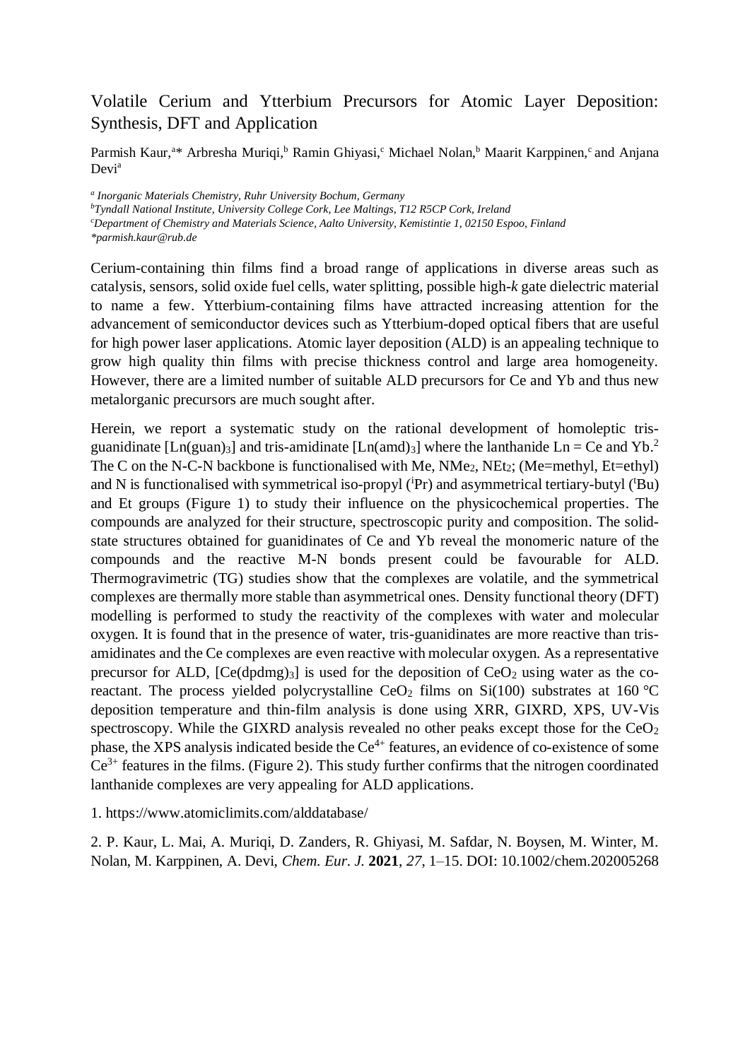# Volatile Cerium and Ytterbium Precursors for Atomic Layer Deposition: Synthesis, DFT and Application

Parmish Kaur,[a]* Arbresha Muriqi,[b] Ramin Ghiyasi,[c] Michael Nolan,[b] Maarit Karppinen,[c] and Anjana Devi[a]

*[a] Inorganic Materials Chemistry, Ruhr University Bochum, Germany*
*[b]Tyndall National Institute, University College Cork, Lee Maltings, T12 R5CP Cork, Ireland*
*[c]Department of Chemistry and Materials Science, Aalto University, Kemistintie 1, 02150 Espoo, Finland*
**parmish.kaur@rub.de*

Cerium-containing thin films find a broad range of applications in diverse areas such as catalysis, sensors, solid oxide fuel cells, water splitting, possible high-*k* gate dielectric material to name a few. Ytterbium-containing films have attracted increasing attention for the advancement of semiconductor devices such as Ytterbium-doped optical fibers that are useful for high power laser applications. Atomic layer deposition (ALD) is an appealing technique to grow high quality thin films with precise thickness control and large area homogeneity. However, there are a limited number of suitable ALD precursors for Ce and Yb and thus new metalorganic precursors are much sought after.

Herein, we report a systematic study on the rational development of homoleptic tris-guanidinate $[Ln(guan)_3]$ and tris-amidinate $[Ln(amd)_3]$ where the lanthanide Ln = Ce and Yb.[2] The C on the N-C-N backbone is functionalised with Me, $NMe_2$, $NEt_2$; (Me=methyl, Et=ethyl) and N is functionalised with symmetrical iso-propyl ($^i$Pr) and asymmetrical tertiary-butyl ($^t$Bu) and Et groups (Figure 1) to study their influence on the physicochemical properties. The compounds are analyzed for their structure, spectroscopic purity and composition. The solid-state structures obtained for guanidinates of Ce and Yb reveal the monomeric nature of the compounds and the reactive M-N bonds present could be favourable for ALD. Thermogravimetric (TG) studies show that the complexes are volatile, and the symmetrical complexes are thermally more stable than asymmetrical ones. Density functional theory (DFT) modelling is performed to study the reactivity of the complexes with water and molecular oxygen. It is found that in the presence of water, tris-guanidinates are more reactive than tris-amidinates and the Ce complexes are even reactive with molecular oxygen. As a representative precursor for ALD, $[Ce(dpdmg)_3]$ is used for the deposition of $CeO_2$ using water as the co-reactant. The process yielded polycrystalline $CeO_2$ films on Si(100) substrates at 160 °C deposition temperature and thin-film analysis is done using XRR, GIXRD, XPS, UV-Vis spectroscopy. While the GIXRD analysis revealed no other peaks except those for the $CeO_2$ phase, the XPS analysis indicated beside the $Ce^{4+}$ features, an evidence of co-existence of some $Ce^{3+}$ features in the films. (Figure 2). This study further confirms that the nitrogen coordinated lanthanide complexes are very appealing for ALD applications.

1. https://www.atomiclimits.com/alddatabase/

2. P. Kaur, L. Mai, A. Muriqi, D. Zanders, R. Ghiyasi, M. Safdar, N. Boysen, M. Winter, M. Nolan, M. Karppinen, A. Devi, *Chem. Eur. J.* **2021**, *27*, 1–15. DOI: 10.1002/chem.202005268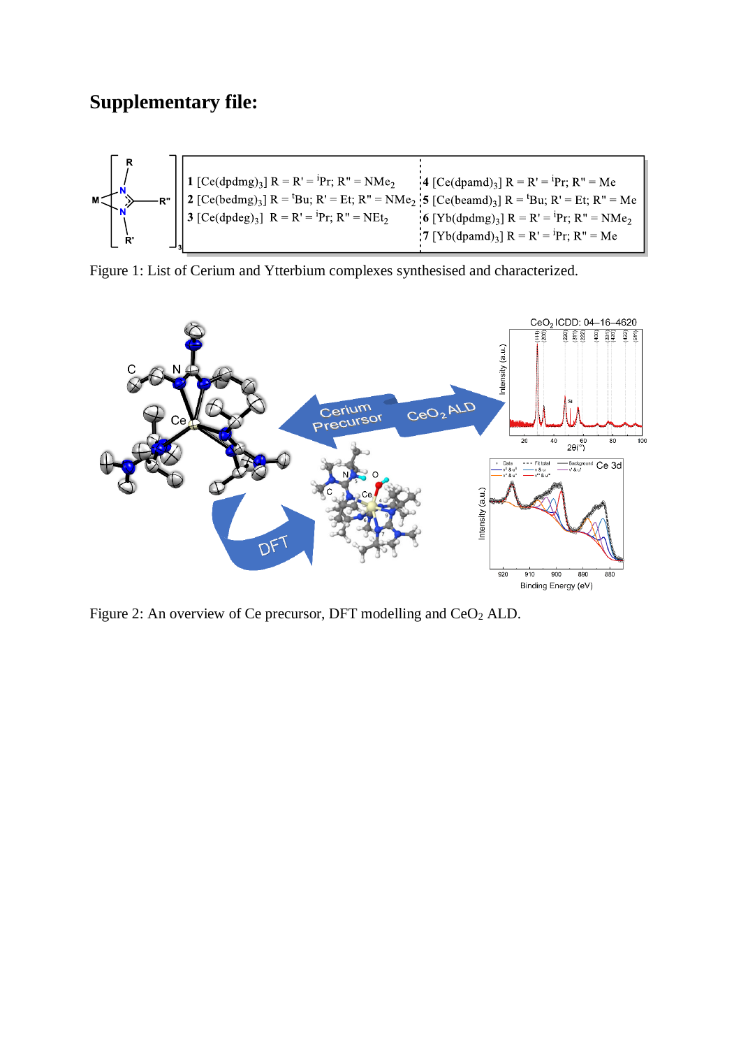# Supplementary file:

| | |
|---|---|
| **1** [Ce(dpdmg)$_3$] R = R' = $^i$Pr; R'' = NMe$_2$ | **4** [Ce(dpamd)$_3$] R = R' = $^i$Pr; R'' = Me |
| **2** [Ce(bedmg)$_3$] R = $^t$Bu; R' = Et; R'' = NMe$_2$ | **5** [Ce(beamd)$_3$] R = $^t$Bu; R' = Et; R'' = Me |
| **3** [Ce(dpdeg)$_3$] R = R' = $^i$Pr; R'' = NEt$_2$ | **6** [Yb(dpdmg)$_3$] R = R' = $^i$Pr; R'' = NMe$_2$ |
| | **7** [Yb(dpamd)$_3$] R = R' = $^i$Pr; R'' = Me |

Figure 1: List of Cerium and Ytterbium complexes synthesised and characterized.

Figure 2: An overview of Ce precursor, DFT modelling and $CeO_2$ ALD.